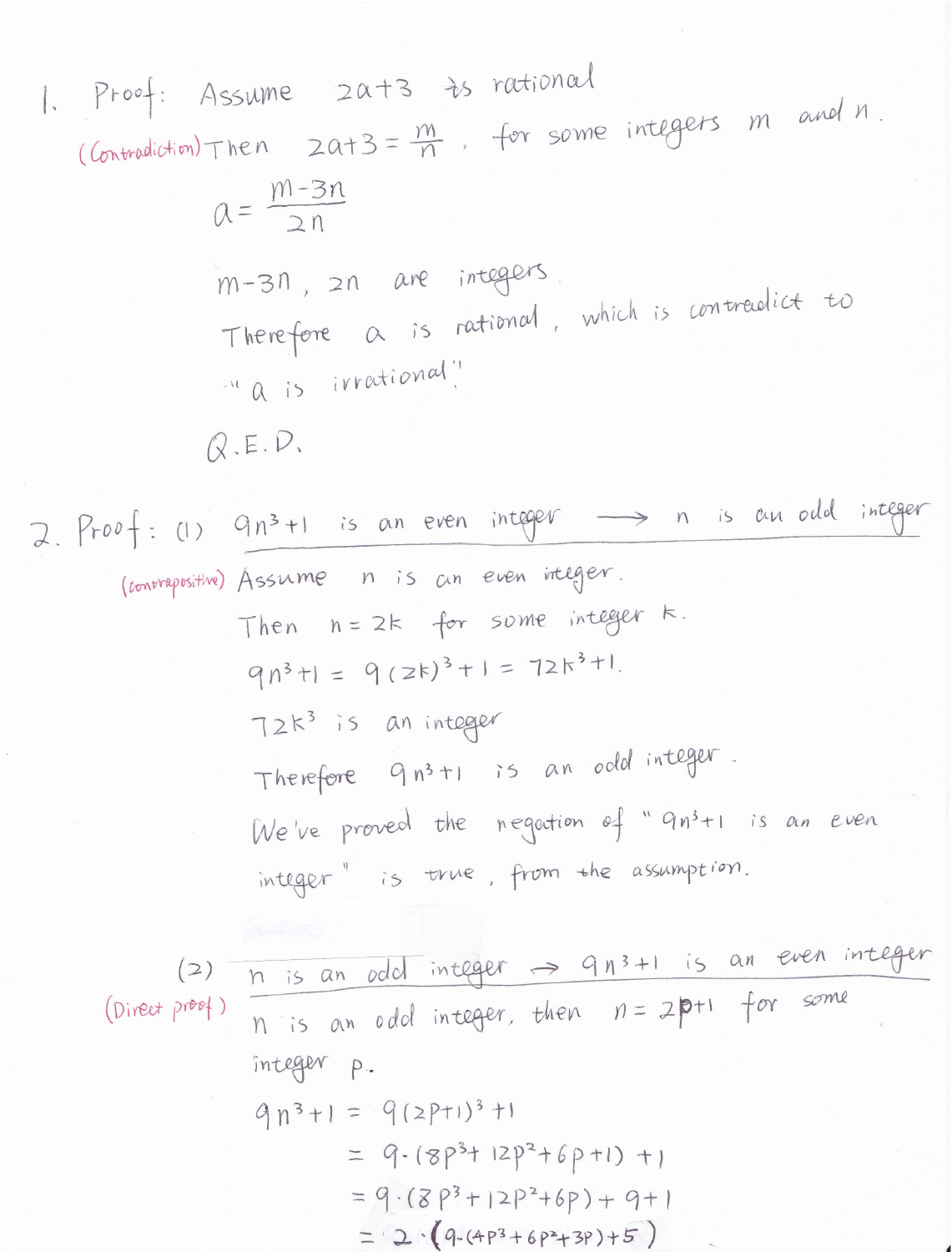1. Proof: Assume $2a+3$ is rational

(Contradiction) Then $2a+3 = \frac{m}{n}$, for some integers $m$ and $n$.

$$a = \frac{m-3n}{2n}$$

$m-3n$, $2n$ are integers.

Therefore $a$ is rational, which is contradict to "$a$ is irrational".

Q.E.D.

2. Proof: (1) $9n^3+1$ is an even integer $\longrightarrow$ $n$ is an odd integer

(contrapositive) Assume $n$ is an even integer.

Then $n = 2k$ for some integer $k$.

$9n^3+1 = 9(2k)^3+1 = 72k^3+1$.

$72k^3$ is an integer

Therefore $9n^3+1$ is an odd integer.

We've proved the negation of "$9n^3+1$ is an even integer" is true, from the assumption.

(2) $n$ is an odd integer $\rightarrow$ $9n^3+1$ is an even integer

(Direct proof) $n$ is an odd integer, then $n = 2p+1$ for some integer $p$.

$$\begin{aligned}
9n^3+1 &= 9(2p+1)^3+1 \\
&= 9\cdot(8p^3+12p^2+6p+1)+1 \\
&= 9\cdot(8p^3+12p^2+6p)+9+1 \\
&= 2\cdot(9\cdot(4p^3+6p^2+3p)+5)
\end{aligned}$$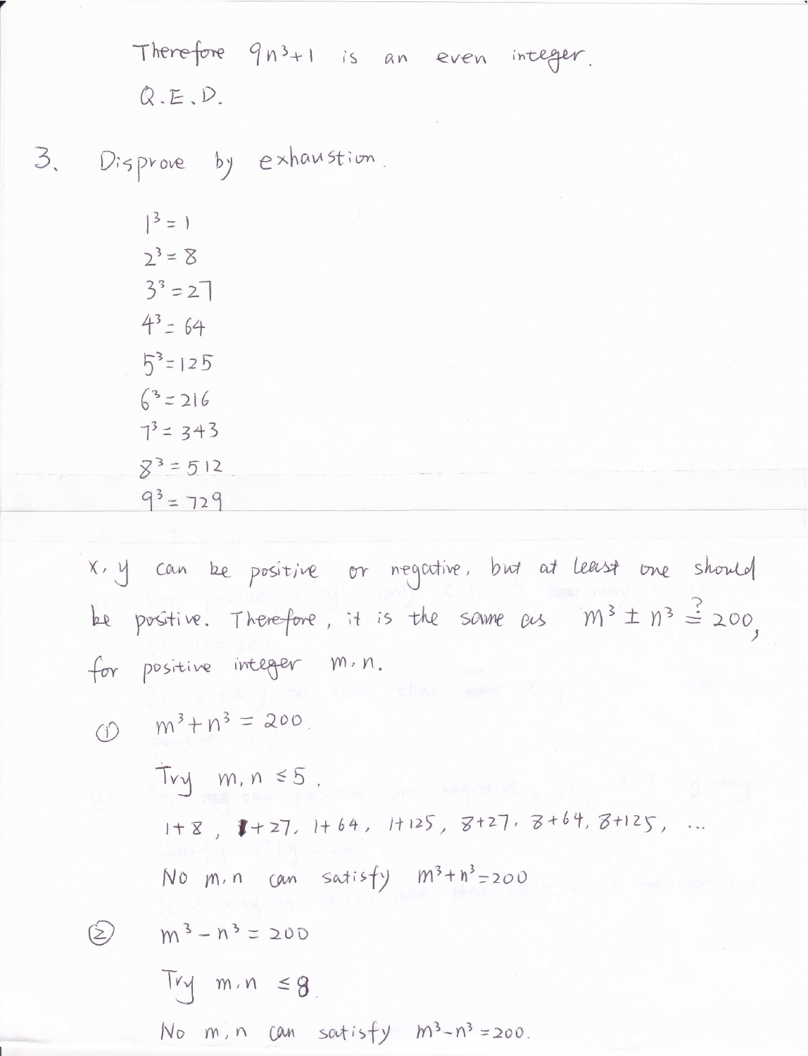Therefore $9n^3+1$ is an even integer.

Q.E.D.

3. Disprove by exhaustion.

$1^3 = 1$

$2^3 = 8$

$3^3 = 27$

$4^3 = 64$

$5^3 = 125$

$6^3 = 216$

$7^3 = 343$

$8^3 = 512$

$9^3 = 729$

$x, y$ can be positive or negative, but at least one should be positive. Therefore, it is the same as $m^3 \pm n^3 \stackrel{?}{=} 200$, for positive integer $m, n$.

① $m^3 + n^3 = 200$.

Try $m, n \leq 5$,

$1+8$, $1+27$, $1+64$, $1+125$, $8+27$, $8+64$, $8+125$, ...

No $m, n$ can satisfy $m^3+n^3=200$

② $m^3 - n^3 = 200$

Try $m, n \leq 8$.

No $m, n$ can satisfy $m^3-n^3=200$.